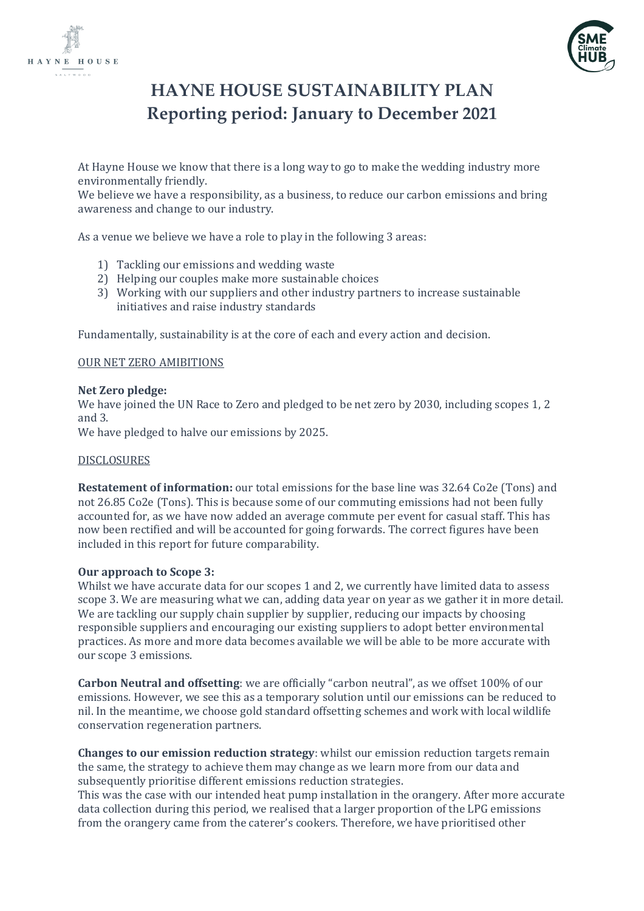# HAYNE HOUSE SUSTAINABILITY PLAN
## Reporting period: January to December 2021

At Hayne House we know that there is a long way to go to make the wedding industry more environmentally friendly.
We believe we have a responsibility, as a business, to reduce our carbon emissions and bring awareness and change to our industry.

As a venue we believe we have a role to play in the following 3 areas:

1) Tackling our emissions and wedding waste
2) Helping our couples make more sustainable choices
3) Working with our suppliers and other industry partners to increase sustainable initiatives and raise industry standards

Fundamentally, sustainability is at the core of each and every action and decision.

OUR NET ZERO AMIBITIONS

**Net Zero pledge:**
We have joined the UN Race to Zero and pledged to be net zero by 2030, including scopes 1, 2 and 3.
We have pledged to halve our emissions by 2025.

DISCLOSURES

**Restatement of information:** our total emissions for the base line was 32.64 Co2e (Tons) and not 26.85 Co2e (Tons). This is because some of our commuting emissions had not been fully accounted for, as we have now added an average commute per event for casual staff. This has now been rectified and will be accounted for going forwards. The correct figures have been included in this report for future comparability.

**Our approach to Scope 3:**
Whilst we have accurate data for our scopes 1 and 2, we currently have limited data to assess scope 3. We are measuring what we can, adding data year on year as we gather it in more detail. We are tackling our supply chain supplier by supplier, reducing our impacts by choosing responsible suppliers and encouraging our existing suppliers to adopt better environmental practices. As more and more data becomes available we will be able to be more accurate with our scope 3 emissions.

**Carbon Neutral and offsetting**: we are officially "carbon neutral", as we offset 100% of our emissions. However, we see this as a temporary solution until our emissions can be reduced to nil. In the meantime, we choose gold standard offsetting schemes and work with local wildlife conservation regeneration partners.

**Changes to our emission reduction strategy**: whilst our emission reduction targets remain the same, the strategy to achieve them may change as we learn more from our data and subsequently prioritise different emissions reduction strategies.
This was the case with our intended heat pump installation in the orangery. After more accurate data collection during this period, we realised that a larger proportion of the LPG emissions from the orangery came from the caterer's cookers. Therefore, we have prioritised other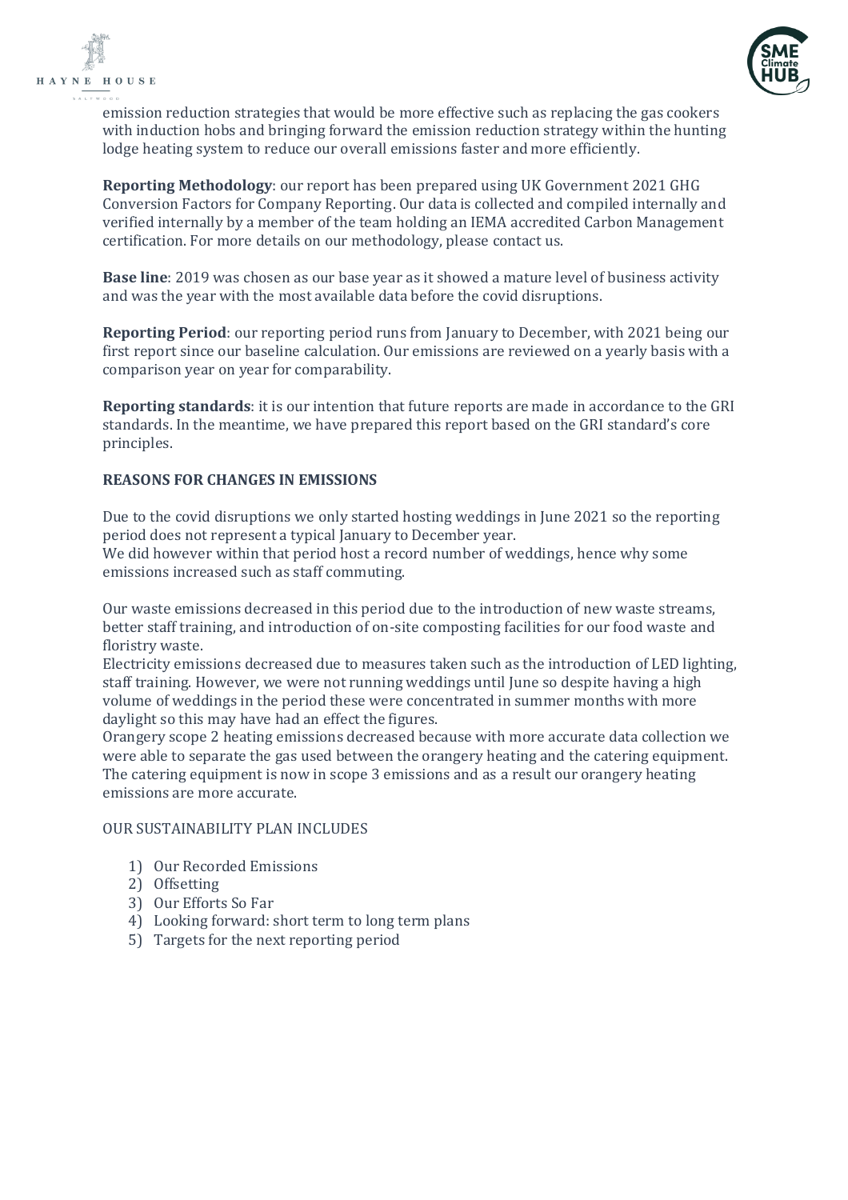emission reduction strategies that would be more effective such as replacing the gas cookers with induction hobs and bringing forward the emission reduction strategy within the hunting lodge heating system to reduce our overall emissions faster and more efficiently.

**Reporting Methodology**: our report has been prepared using UK Government 2021 GHG Conversion Factors for Company Reporting. Our data is collected and compiled internally and verified internally by a member of the team holding an IEMA accredited Carbon Management certification. For more details on our methodology, please contact us.

**Base line**: 2019 was chosen as our base year as it showed a mature level of business activity and was the year with the most available data before the covid disruptions.

**Reporting Period**: our reporting period runs from January to December, with 2021 being our first report since our baseline calculation. Our emissions are reviewed on a yearly basis with a comparison year on year for comparability.

**Reporting standards**: it is our intention that future reports are made in accordance to the GRI standards. In the meantime, we have prepared this report based on the GRI standard's core principles.

**REASONS FOR CHANGES IN EMISSIONS**

Due to the covid disruptions we only started hosting weddings in June 2021 so the reporting period does not represent a typical January to December year.
We did however within that period host a record number of weddings, hence why some emissions increased such as staff commuting.

Our waste emissions decreased in this period due to the introduction of new waste streams, better staff training, and introduction of on-site composting facilities for our food waste and floristry waste.
Electricity emissions decreased due to measures taken such as the introduction of LED lighting, staff training. However, we were not running weddings until June so despite having a high volume of weddings in the period these were concentrated in summer months with more daylight so this may have had an effect the figures.
Orangery scope 2 heating emissions decreased because with more accurate data collection we were able to separate the gas used between the orangery heating and the catering equipment. The catering equipment is now in scope 3 emissions and as a result our orangery heating emissions are more accurate.

OUR SUSTAINABILITY PLAN INCLUDES

1) Our Recorded Emissions
2) Offsetting
3) Our Efforts So Far
4) Looking forward: short term to long term plans
5) Targets for the next reporting period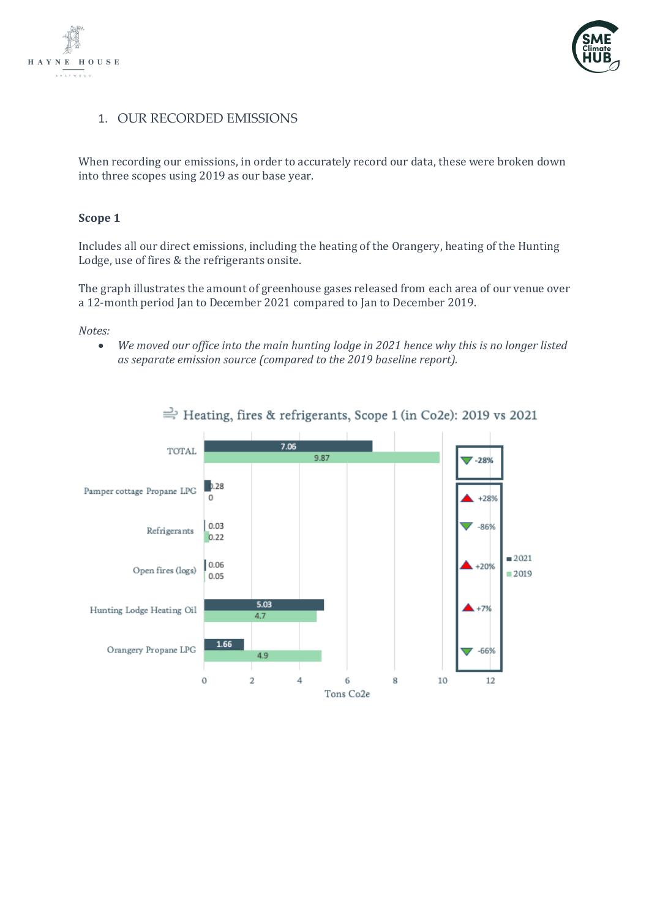## 1. OUR RECORDED EMISSIONS

When recording our emissions, in order to accurately record our data, these were broken down into three scopes using 2019 as our base year.

### Scope 1

Includes all our direct emissions, including the heating of the Orangery, heating of the Hunting Lodge, use of fires & the refrigerants onsite.

The graph illustrates the amount of greenhouse gases released from each area of our venue over a 12-month period Jan to December 2021 compared to Jan to December 2019.

*Notes:*

- *We moved our office into the main hunting lodge in 2021 hence why this is no longer listed as separate emission source (compared to the 2019 baseline report).*

Heating, fires & refrigerants, Scope 1 (in Co2e): 2019 vs 2021

| Source | 2021 (Tons Co2e) | 2019 (Tons Co2e) | Change |
|---|---|---|---|
| TOTAL | 7.06 | 9.87 | -28% |
| Pamper cottage Propane LPG | 0.28 | 0 | +28% |
| Refrigerants | 0.03 | 0.22 | -86% |
| Open fires (logs) | 0.06 | 0.05 | +20% |
| Hunting Lodge Heating Oil | 5.03 | 4.7 | +7% |
| Orangery Propane LPG | 1.66 | 4.9 | -66% |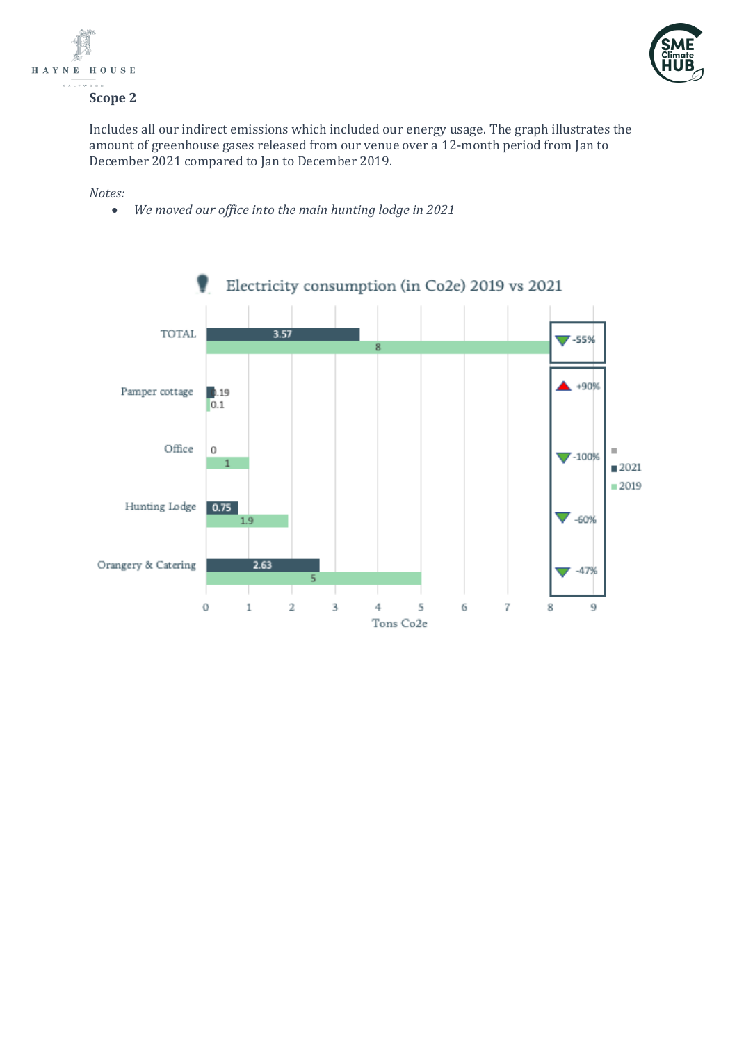## Scope 2

Includes all our indirect emissions which included our energy usage. The graph illustrates the amount of greenhouse gases released from our venue over a 12-month period from Jan to December 2021 compared to Jan to December 2019.

*Notes:*

- *We moved our office into the main hunting lodge in 2021*

**Electricity consumption (in Co2e) 2019 vs 2021**

| | 2021 | 2019 | Change |
|---|---|---|---|
| TOTAL | 3.57 | 8 | -55% |
| Pamper cottage | 0.19 | 0.1 | +90% |
| Office | 0 | 1 | -100% |
| Hunting Lodge | 0.75 | 1.9 | -60% |
| Orangery & Catering | 2.63 | 5 | -47% |

Tons Co2e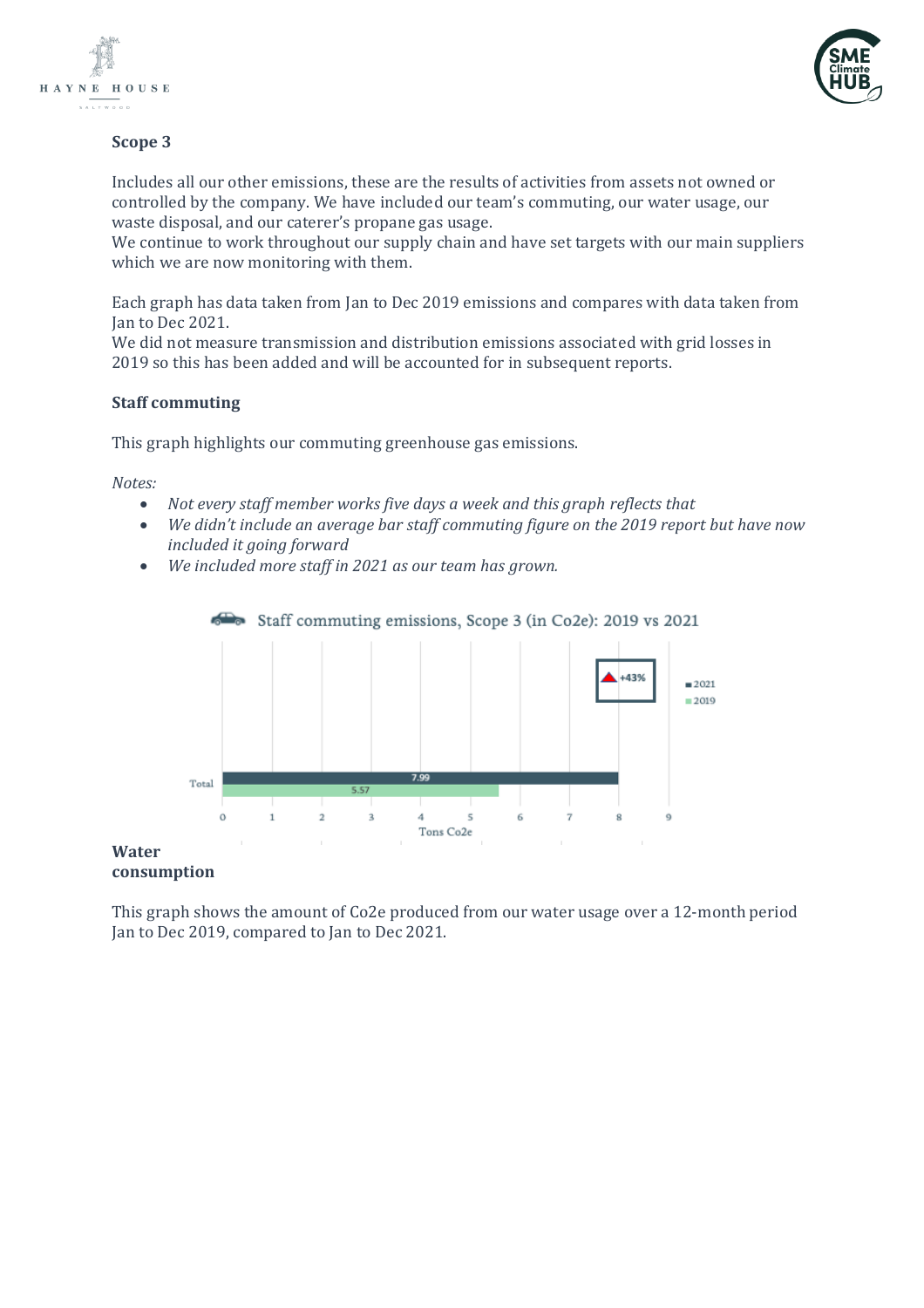### Scope 3

Includes all our other emissions, these are the results of activities from assets not owned or controlled by the company. We have included our team's commuting, our water usage, our waste disposal, and our caterer's propane gas usage.
We continue to work throughout our supply chain and have set targets with our main suppliers which we are now monitoring with them.

Each graph has data taken from Jan to Dec 2019 emissions and compares with data taken from Jan to Dec 2021.
We did not measure transmission and distribution emissions associated with grid losses in 2019 so this has been added and will be accounted for in subsequent reports.

### Staff commuting

This graph highlights our commuting greenhouse gas emissions.

*Notes:*

- *Not every staff member works five days a week and this graph reflects that*
- *We didn't include an average bar staff commuting figure on the 2019 report but have now included it going forward*
- *We included more staff in 2021 as our team has grown.*

Staff commuting emissions, Scope 3 (in Co2e): 2019 vs 2021

| | 2021 | 2019 |
|---|---|---|
| Total (Tons Co2e) | 7.99 | 5.57 |

+43%

### Water consumption

This graph shows the amount of Co2e produced from our water usage over a 12-month period Jan to Dec 2019, compared to Jan to Dec 2021.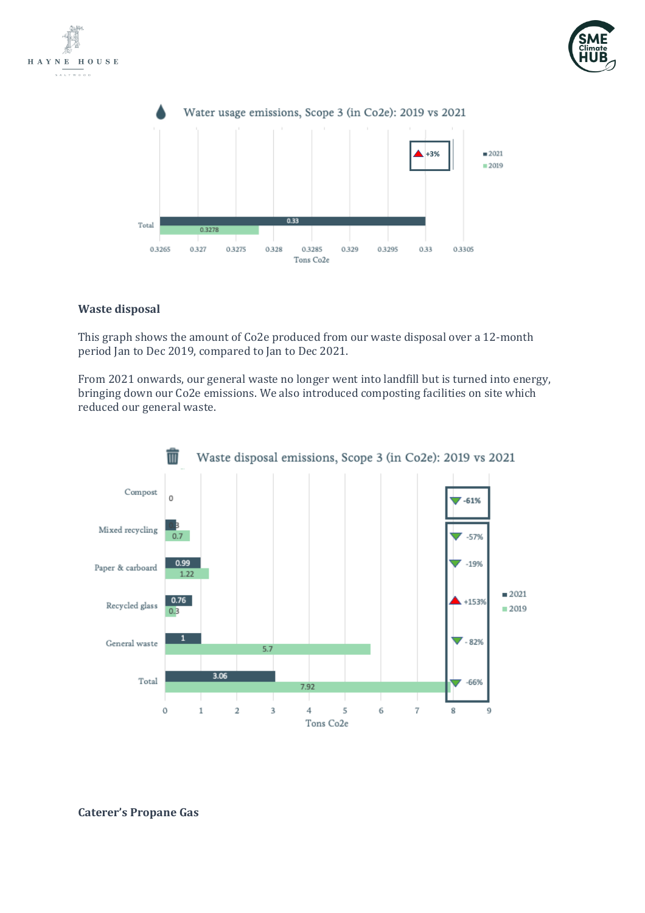Water usage emissions, Scope 3 (in Co2e): 2019 vs 2021

| | 2021 | 2019 | Change |
|---|---|---|---|
| Total | 0.33 | 0.3278 | +3% |

Tons Co2e

## Waste disposal

This graph shows the amount of Co2e produced from our waste disposal over a 12-month period Jan to Dec 2019, compared to Jan to Dec 2021.

From 2021 onwards, our general waste no longer went into landfill but is turned into energy, bringing down our Co2e emissions. We also introduced composting facilities on site which reduced our general waste.

Waste disposal emissions, Scope 3 (in Co2e): 2019 vs 2021

| | 2021 | 2019 | Change |
|---|---|---|---|
| Compost | 0 | | -61% |
| Mixed recycling | 0.3 | 0.7 | -57% |
| Paper & carboard | 0.99 | 1.22 | -19% |
| Recycled glass | 0.76 | 0.3 | +153% |
| General waste | 1 | 5.7 | - 82% |
| Total | 3.06 | 7.92 | -66% |

Tons Co2e

## Caterer's Propane Gas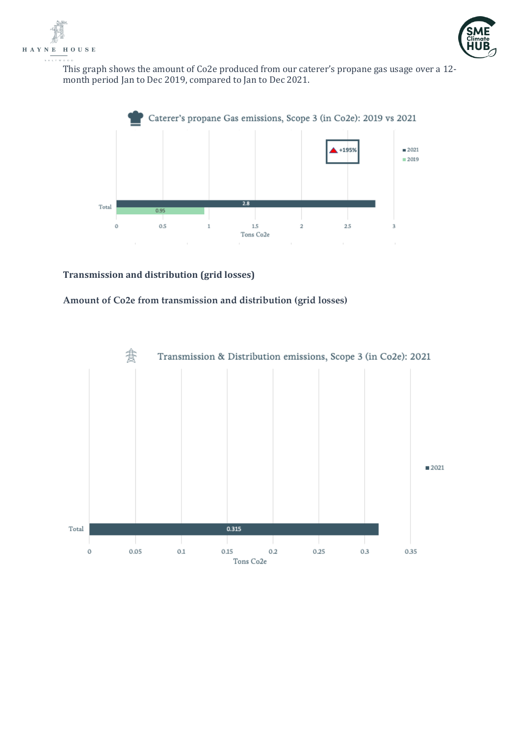This graph shows the amount of Co2e produced from our caterer's propane gas usage over a 12-month period Jan to Dec 2019, compared to Jan to Dec 2021.

Caterer's propane Gas emissions, Scope 3 (in Co2e): 2019 vs 2021

| | 2021 | 2019 |
|---|---|---|
| Total | 2.8 | 0.95 |

+195%

Tons Co2e

**Transmission and distribution (grid losses)**

**Amount of Co2e from transmission and distribution (grid losses)**

Transmission & Distribution emissions, Scope 3 (in Co2e): 2021

| | 2021 |
|---|---|
| Total | 0.315 |

Tons Co2e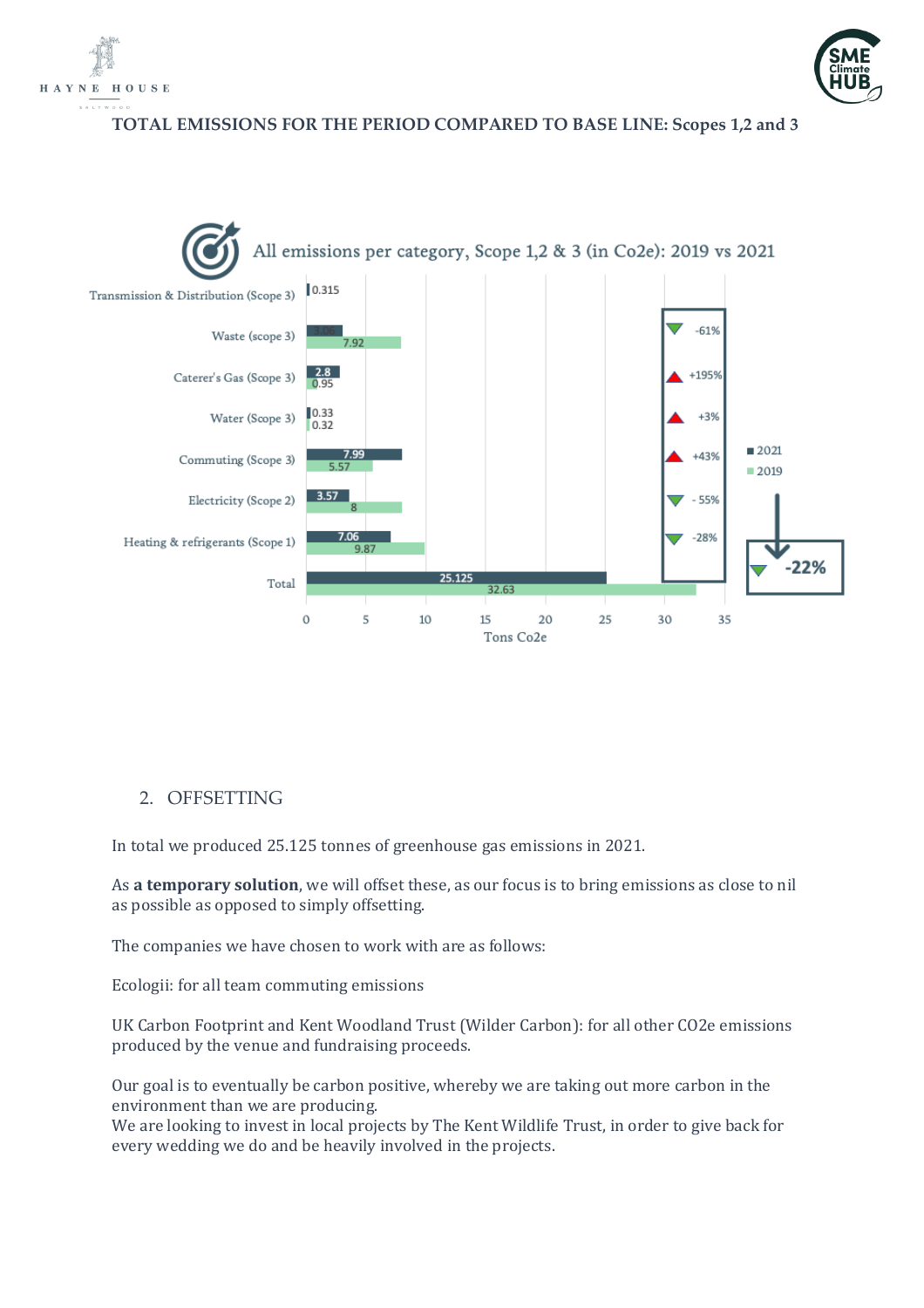**TOTAL EMISSIONS FOR THE PERIOD COMPARED TO BASE LINE: Scopes 1,2 and 3**

All emissions per category, Scope 1,2 & 3 (in Co2e): 2019 vs 2021

| Category | 2021 | 2019 | Change |
|---|---|---|---|
| Transmission & Distribution (Scope 3) | 0.315 | | |
| Waste (scope 3) | 3.06 | 7.92 | -61% |
| Caterer's Gas (Scope 3) | 2.8 | 0.95 | +195% |
| Water (Scope 3) | 0.33 | 0.32 | +3% |
| Commuting (Scope 3) | 7.99 | 5.57 | +43% |
| Electricity (Scope 2) | 3.57 | 8 | - 55% |
| Heating & refrigerants (Scope 1) | 7.06 | 9.87 | -28% |
| Total | 25.125 | 32.63 | -22% |

Tons Co2e

2. OFFSETTING

In total we produced 25.125 tonnes of greenhouse gas emissions in 2021.

As **a temporary solution**, we will offset these, as our focus is to bring emissions as close to nil as possible as opposed to simply offsetting.

The companies we have chosen to work with are as follows:

Ecologii: for all team commuting emissions

UK Carbon Footprint and Kent Woodland Trust (Wilder Carbon): for all other CO2e emissions produced by the venue and fundraising proceeds.

Our goal is to eventually be carbon positive, whereby we are taking out more carbon in the environment than we are producing.
We are looking to invest in local projects by The Kent Wildlife Trust, in order to give back for every wedding we do and be heavily involved in the projects.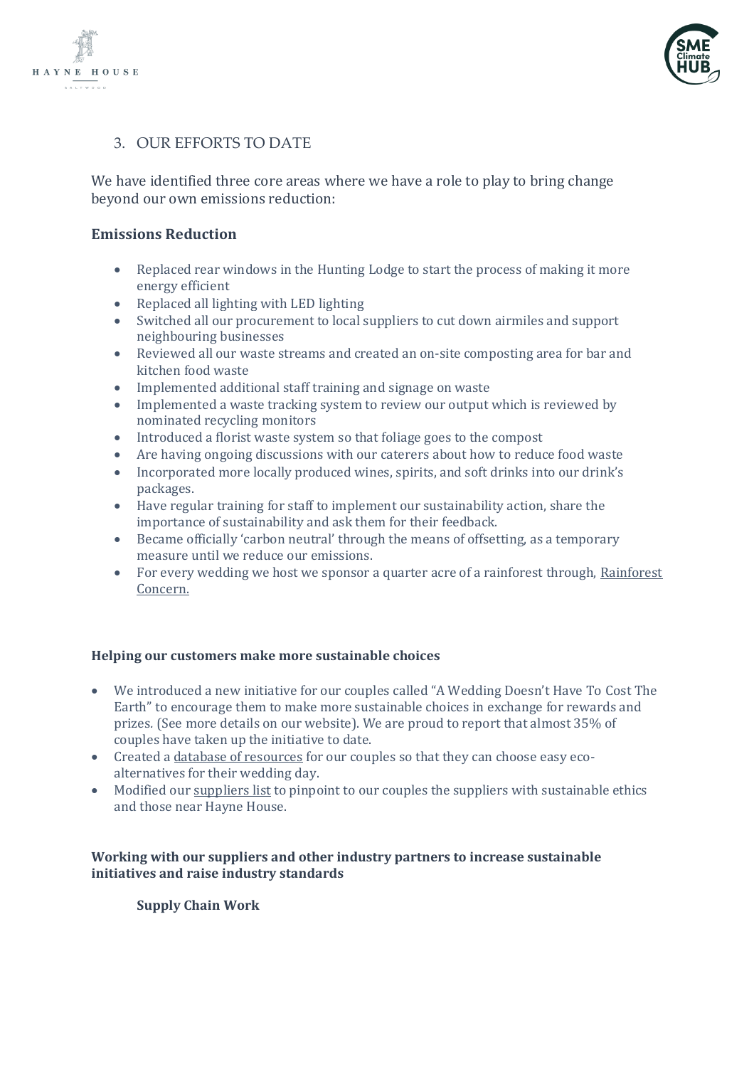## 3. OUR EFFORTS TO DATE

We have identified three core areas where we have a role to play to bring change beyond our own emissions reduction:

**Emissions Reduction**

- Replaced rear windows in the Hunting Lodge to start the process of making it more energy efficient
- Replaced all lighting with LED lighting
- Switched all our procurement to local suppliers to cut down airmiles and support neighbouring businesses
- Reviewed all our waste streams and created an on-site composting area for bar and kitchen food waste
- Implemented additional staff training and signage on waste
- Implemented a waste tracking system to review our output which is reviewed by nominated recycling monitors
- Introduced a florist waste system so that foliage goes to the compost
- Are having ongoing discussions with our caterers about how to reduce food waste
- Incorporated more locally produced wines, spirits, and soft drinks into our drink's packages.
- Have regular training for staff to implement our sustainability action, share the importance of sustainability and ask them for their feedback.
- Became officially 'carbon neutral' through the means of offsetting, as a temporary measure until we reduce our emissions.
- For every wedding we host we sponsor a quarter acre of a rainforest through, Rainforest Concern.

**Helping our customers make more sustainable choices**

- We introduced a new initiative for our couples called "A Wedding Doesn't Have To Cost The Earth" to encourage them to make more sustainable choices in exchange for rewards and prizes. (See more details on our website). We are proud to report that almost 35% of couples have taken up the initiative to date.
- Created a database of resources for our couples so that they can choose easy eco-alternatives for their wedding day.
- Modified our suppliers list to pinpoint to our couples the suppliers with sustainable ethics and those near Hayne House.

**Working with our suppliers and other industry partners to increase sustainable initiatives and raise industry standards**

**Supply Chain Work**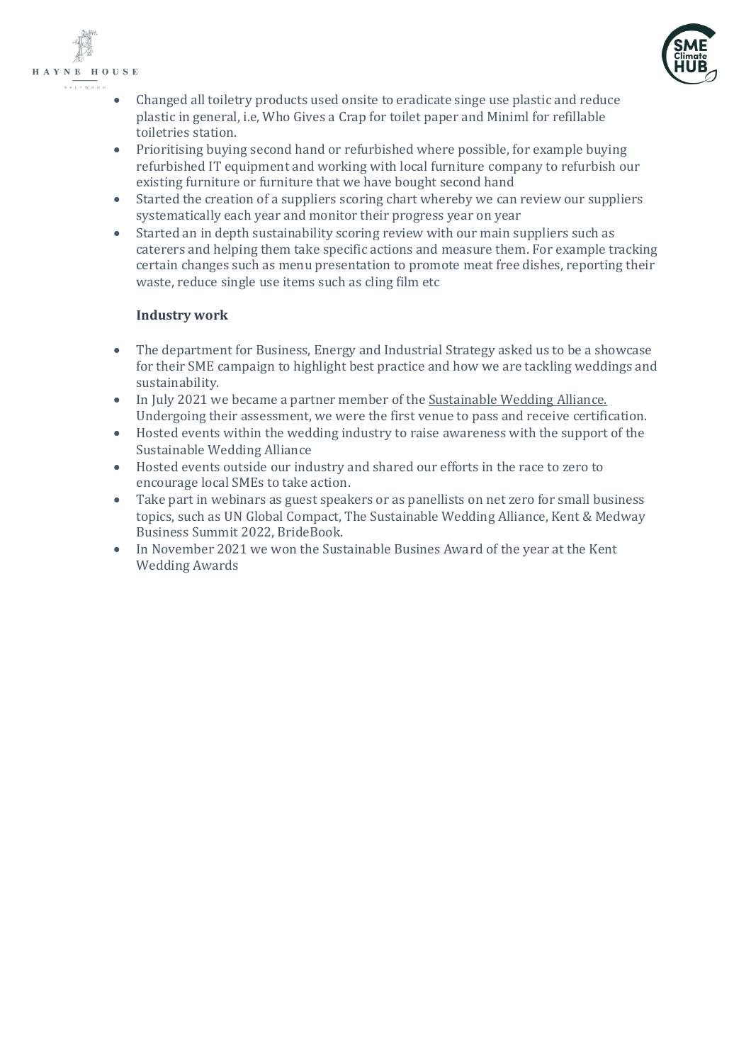- Changed all toiletry products used onsite to eradicate singe use plastic and reduce plastic in general, i.e, Who Gives a Crap for toilet paper and Miniml for refillable toiletries station.
- Prioritising buying second hand or refurbished where possible, for example buying refurbished IT equipment and working with local furniture company to refurbish our existing furniture or furniture that we have bought second hand
- Started the creation of a suppliers scoring chart whereby we can review our suppliers systematically each year and monitor their progress year on year
- Started an in depth sustainability scoring review with our main suppliers such as caterers and helping them take specific actions and measure them. For example tracking certain changes such as menu presentation to promote meat free dishes, reporting their waste, reduce single use items such as cling film etc

**Industry work**

- The department for Business, Energy and Industrial Strategy asked us to be a showcase for their SME campaign to highlight best practice and how we are tackling weddings and sustainability.
- In July 2021 we became a partner member of the Sustainable Wedding Alliance. Undergoing their assessment, we were the first venue to pass and receive certification.
- Hosted events within the wedding industry to raise awareness with the support of the Sustainable Wedding Alliance
- Hosted events outside our industry and shared our efforts in the race to zero to encourage local SMEs to take action.
- Take part in webinars as guest speakers or as panellists on net zero for small business topics, such as UN Global Compact, The Sustainable Wedding Alliance, Kent & Medway Business Summit 2022, BrideBook.
- In November 2021 we won the Sustainable Busines Award of the year at the Kent Wedding Awards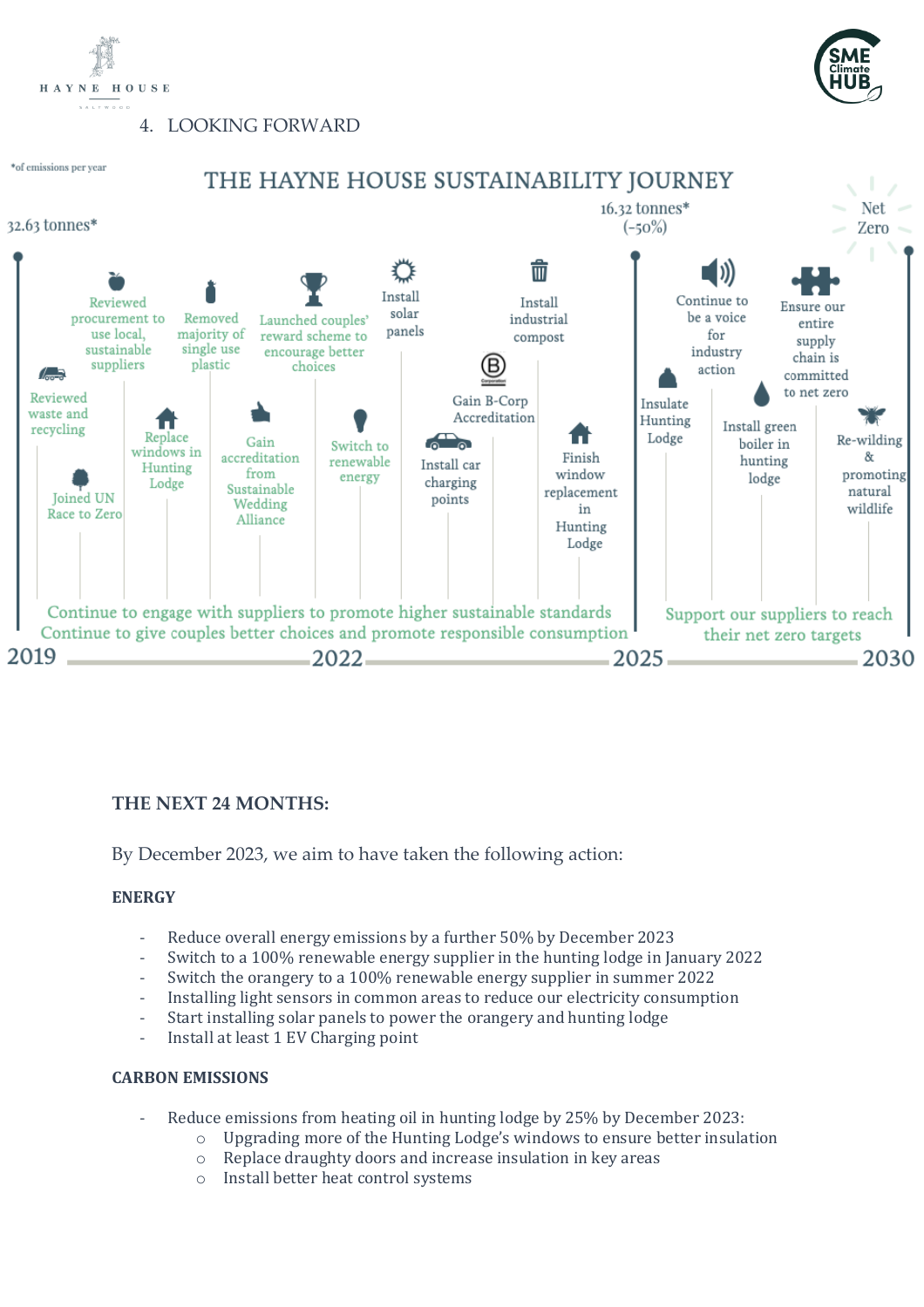## 4. LOOKING FORWARD

*of emissions per year

### THE HAYNE HOUSE SUSTAINABILITY JOURNEY

**2019** — 32.63 tonnes*

- Reviewed waste and recycling
- Joined UN Race to Zero
- Reviewed procurement to use local, sustainable suppliers
- Replace windows in Hunting Lodge
- Removed majority of single use plastic
- Gain accreditation from Sustainable Wedding Alliance
- Launched couples' reward scheme to encourage better choices
- Switch to renewable energy
- Install solar panels

**2022**

- Install car charging points
- Gain B-Corp Accreditation
- Install industrial compost
- Finish window replacement in Hunting Lodge

Continue to engage with suppliers to promote higher sustainable standards

Continue to give couples better choices and promote responsible consumption

**2025** — 16.32 tonnes* (-50%)

- Insulate Hunting Lodge
- Continue to be a voice for industry action
- Install green boiler in hunting lodge
- Ensure our entire supply chain is committed to net zero
- Re-wilding & promoting natural wildlife

Support our suppliers to reach their net zero targets

**2030** — Net Zero

### THE NEXT 24 MONTHS:

By December 2023, we aim to have taken the following action:

#### ENERGY

- Reduce overall energy emissions by a further 50% by December 2023
- Switch to a 100% renewable energy supplier in the hunting lodge in January 2022
- Switch the orangery to a 100% renewable energy supplier in summer 2022
- Installing light sensors in common areas to reduce our electricity consumption
- Start installing solar panels to power the orangery and hunting lodge
- Install at least 1 EV Charging point

#### CARBON EMISSIONS

- Reduce emissions from heating oil in hunting lodge by 25% by December 2023:
  - Upgrading more of the Hunting Lodge's windows to ensure better insulation
  - Replace draughty doors and increase insulation in key areas
  - Install better heat control systems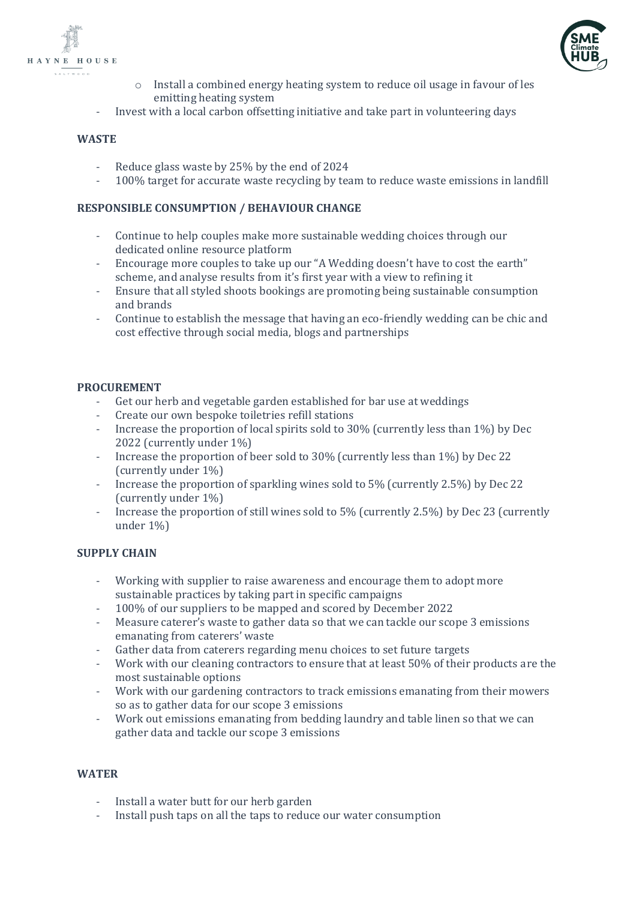- Install a combined energy heating system to reduce oil usage in favour of les emitting heating system
- Invest with a local carbon offsetting initiative and take part in volunteering days

**WASTE**

- Reduce glass waste by 25% by the end of 2024
- 100% target for accurate waste recycling by team to reduce waste emissions in landfill

**RESPONSIBLE CONSUMPTION / BEHAVIOUR CHANGE**

- Continue to help couples make more sustainable wedding choices through our dedicated online resource platform
- Encourage more couples to take up our "A Wedding doesn't have to cost the earth" scheme, and analyse results from it's first year with a view to refining it
- Ensure that all styled shoots bookings are promoting being sustainable consumption and brands
- Continue to establish the message that having an eco-friendly wedding can be chic and cost effective through social media, blogs and partnerships

**PROCUREMENT**

- Get our herb and vegetable garden established for bar use at weddings
- Create our own bespoke toiletries refill stations
- Increase the proportion of local spirits sold to 30% (currently less than 1%) by Dec 2022 (currently under 1%)
- Increase the proportion of beer sold to 30% (currently less than 1%) by Dec 22 (currently under 1%)
- Increase the proportion of sparkling wines sold to 5% (currently 2.5%) by Dec 22 (currently under 1%)
- Increase the proportion of still wines sold to 5% (currently 2.5%) by Dec 23 (currently under 1%)

**SUPPLY CHAIN**

- Working with supplier to raise awareness and encourage them to adopt more sustainable practices by taking part in specific campaigns
- 100% of our suppliers to be mapped and scored by December 2022
- Measure caterer's waste to gather data so that we can tackle our scope 3 emissions emanating from caterers' waste
- Gather data from caterers regarding menu choices to set future targets
- Work with our cleaning contractors to ensure that at least 50% of their products are the most sustainable options
- Work with our gardening contractors to track emissions emanating from their mowers so as to gather data for our scope 3 emissions
- Work out emissions emanating from bedding laundry and table linen so that we can gather data and tackle our scope 3 emissions

**WATER**

- Install a water butt for our herb garden
- Install push taps on all the taps to reduce our water consumption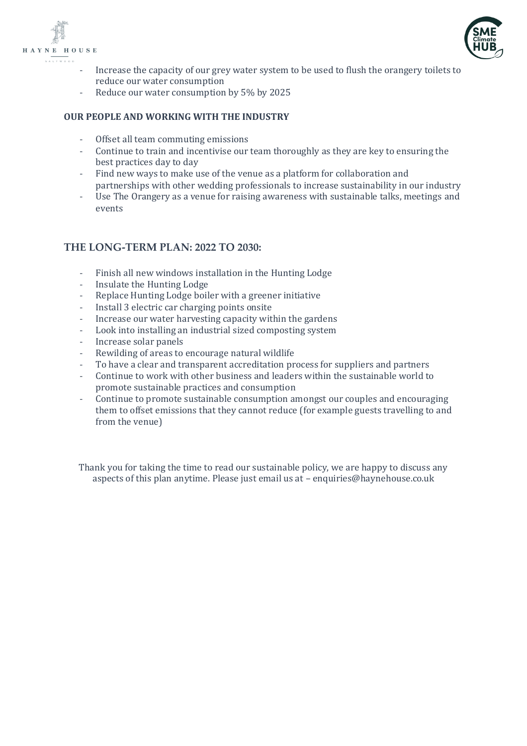- Increase the capacity of our grey water system to be used to flush the orangery toilets to reduce our water consumption
- Reduce our water consumption by 5% by 2025

**OUR PEOPLE AND WORKING WITH THE INDUSTRY**

- Offset all team commuting emissions
- Continue to train and incentivise our team thoroughly as they are key to ensuring the best practices day to day
- Find new ways to make use of the venue as a platform for collaboration and partnerships with other wedding professionals to increase sustainability in our industry
- Use The Orangery as a venue for raising awareness with sustainable talks, meetings and events

## THE LONG-TERM PLAN: 2022 TO 2030:

- Finish all new windows installation in the Hunting Lodge
- Insulate the Hunting Lodge
- Replace Hunting Lodge boiler with a greener initiative
- Install 3 electric car charging points onsite
- Increase our water harvesting capacity within the gardens
- Look into installing an industrial sized composting system
- Increase solar panels
- Rewilding of areas to encourage natural wildlife
- To have a clear and transparent accreditation process for suppliers and partners
- Continue to work with other business and leaders within the sustainable world to promote sustainable practices and consumption
- Continue to promote sustainable consumption amongst our couples and encouraging them to offset emissions that they cannot reduce (for example guests travelling to and from the venue)

Thank you for taking the time to read our sustainable policy, we are happy to discuss any aspects of this plan anytime. Please just email us at – enquiries@haynehouse.co.uk